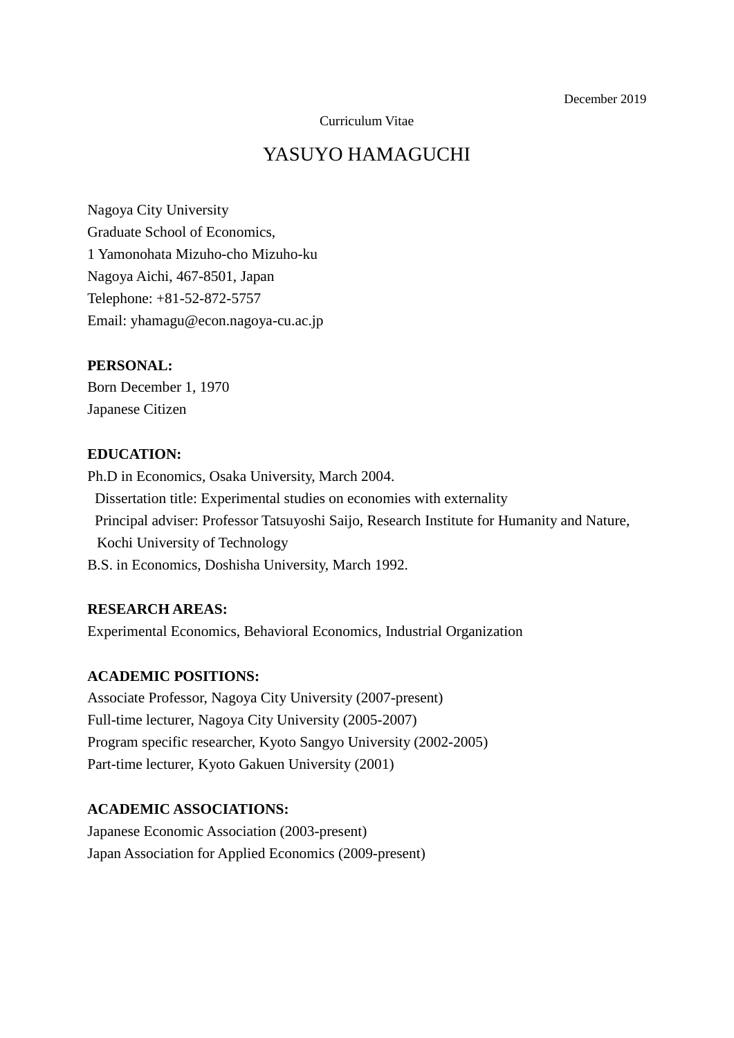December 2019

Curriculum Vitae

# YASUYO HAMAGUCHI

Nagoya City University
Graduate School of Economics,
1 Yamonohata Mizuho-cho Mizuho-ku
Nagoya Aichi, 467-8501, Japan
Telephone: +81-52-872-5757
Email: yhamagu@econ.nagoya-cu.ac.jp

**PERSONAL:**
Born December 1, 1970
Japanese Citizen

**EDUCATION:**
Ph.D in Economics, Osaka University, March 2004.
  Dissertation title: Experimental studies on economies with externality
  Principal adviser: Professor Tatsuyoshi Saijo, Research Institute for Humanity and Nature, Kochi University of Technology
B.S. in Economics, Doshisha University, March 1992.

**RESEARCH AREAS:**
Experimental Economics, Behavioral Economics, Industrial Organization

**ACADEMIC POSITIONS:**
Associate Professor, Nagoya City University (2007-present)
Full-time lecturer, Nagoya City University (2005-2007)
Program specific researcher, Kyoto Sangyo University (2002-2005)
Part-time lecturer, Kyoto Gakuen University (2001)

**ACADEMIC ASSOCIATIONS:**
Japanese Economic Association (2003-present)
Japan Association for Applied Economics (2009-present)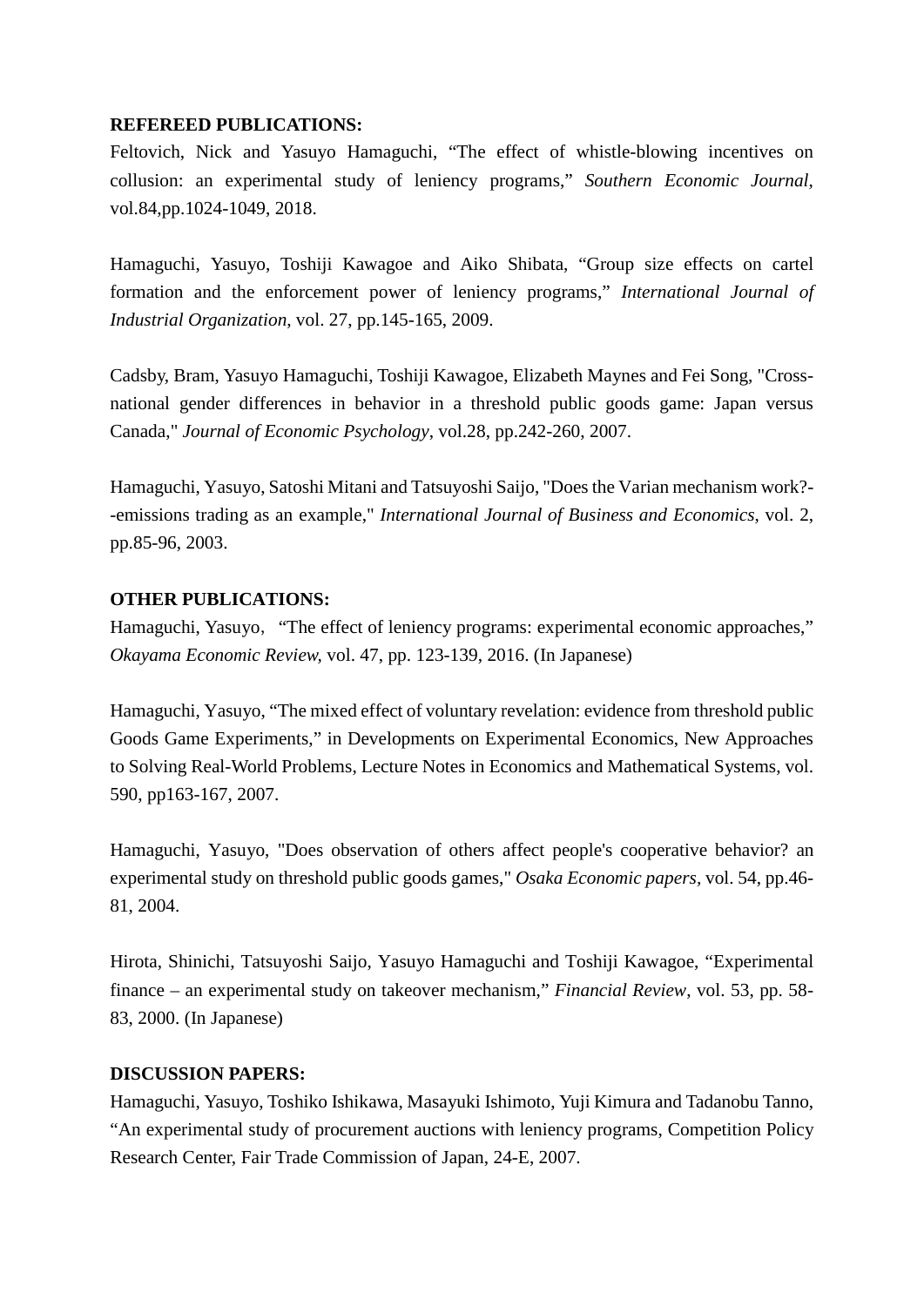**REFEREED PUBLICATIONS:**

Feltovich, Nick and Yasuyo Hamaguchi, "The effect of whistle-blowing incentives on collusion: an experimental study of leniency programs," *Southern Economic Journal*, vol.84,pp.1024-1049, 2018.

Hamaguchi, Yasuyo, Toshiji Kawagoe and Aiko Shibata, "Group size effects on cartel formation and the enforcement power of leniency programs," *International Journal of Industrial Organization*, vol. 27, pp.145-165, 2009.

Cadsby, Bram, Yasuyo Hamaguchi, Toshiji Kawagoe, Elizabeth Maynes and Fei Song, "Cross-national gender differences in behavior in a threshold public goods game: Japan versus Canada," *Journal of Economic Psychology*, vol.28, pp.242-260, 2007.

Hamaguchi, Yasuyo, Satoshi Mitani and Tatsuyoshi Saijo, "Does the Varian mechanism work?--emissions trading as an example," *International Journal of Business and Economics*, vol. 2, pp.85-96, 2003.

**OTHER PUBLICATIONS:**

Hamaguchi, Yasuyo, "The effect of leniency programs: experimental economic approaches," *Okayama Economic Review*, vol. 47, pp. 123-139, 2016. (In Japanese)

Hamaguchi, Yasuyo, "The mixed effect of voluntary revelation: evidence from threshold public Goods Game Experiments," in Developments on Experimental Economics, New Approaches to Solving Real-World Problems, Lecture Notes in Economics and Mathematical Systems, vol. 590, pp163-167, 2007.

Hamaguchi, Yasuyo, "Does observation of others affect people's cooperative behavior? an experimental study on threshold public goods games," *Osaka Economic papers*, vol. 54, pp.46-81, 2004.

Hirota, Shinichi, Tatsuyoshi Saijo, Yasuyo Hamaguchi and Toshiji Kawagoe, "Experimental finance – an experimental study on takeover mechanism," *Financial Review*, vol. 53, pp. 58-83, 2000. (In Japanese)

**DISCUSSION PAPERS:**

Hamaguchi, Yasuyo, Toshiko Ishikawa, Masayuki Ishimoto, Yuji Kimura and Tadanobu Tanno, "An experimental study of procurement auctions with leniency programs, Competition Policy Research Center, Fair Trade Commission of Japan, 24-E, 2007.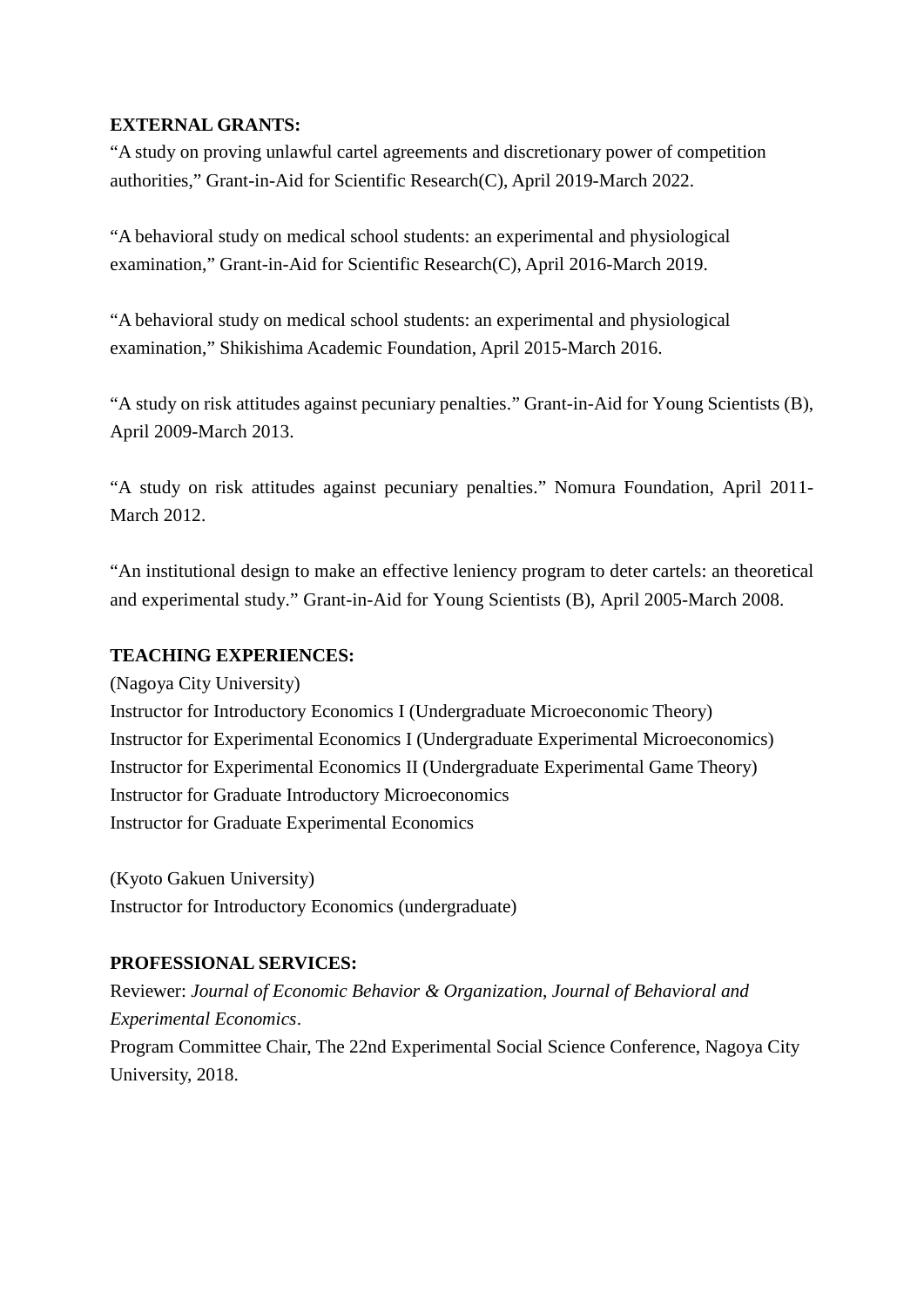**EXTERNAL GRANTS:**

"A study on proving unlawful cartel agreements and discretionary power of competition authorities," Grant-in-Aid for Scientific Research(C), April 2019-March 2022.

"A behavioral study on medical school students: an experimental and physiological examination," Grant-in-Aid for Scientific Research(C), April 2016-March 2019.

"A behavioral study on medical school students: an experimental and physiological examination," Shikishima Academic Foundation, April 2015-March 2016.

"A study on risk attitudes against pecuniary penalties." Grant-in-Aid for Young Scientists (B), April 2009-March 2013.

"A study on risk attitudes against pecuniary penalties." Nomura Foundation, April 2011-March 2012.

"An institutional design to make an effective leniency program to deter cartels: an theoretical and experimental study." Grant-in-Aid for Young Scientists (B), April 2005-March 2008.

**TEACHING EXPERIENCES:**

(Nagoya City University)
Instructor for Introductory Economics I (Undergraduate Microeconomic Theory)
Instructor for Experimental Economics I (Undergraduate Experimental Microeconomics)
Instructor for Experimental Economics II (Undergraduate Experimental Game Theory)
Instructor for Graduate Introductory Microeconomics
Instructor for Graduate Experimental Economics

(Kyoto Gakuen University)
Instructor for Introductory Economics (undergraduate)

**PROFESSIONAL SERVICES:**

Reviewer: *Journal of Economic Behavior & Organization*, *Journal of Behavioral and Experimental Economics*.
Program Committee Chair, The 22nd Experimental Social Science Conference, Nagoya City University, 2018.